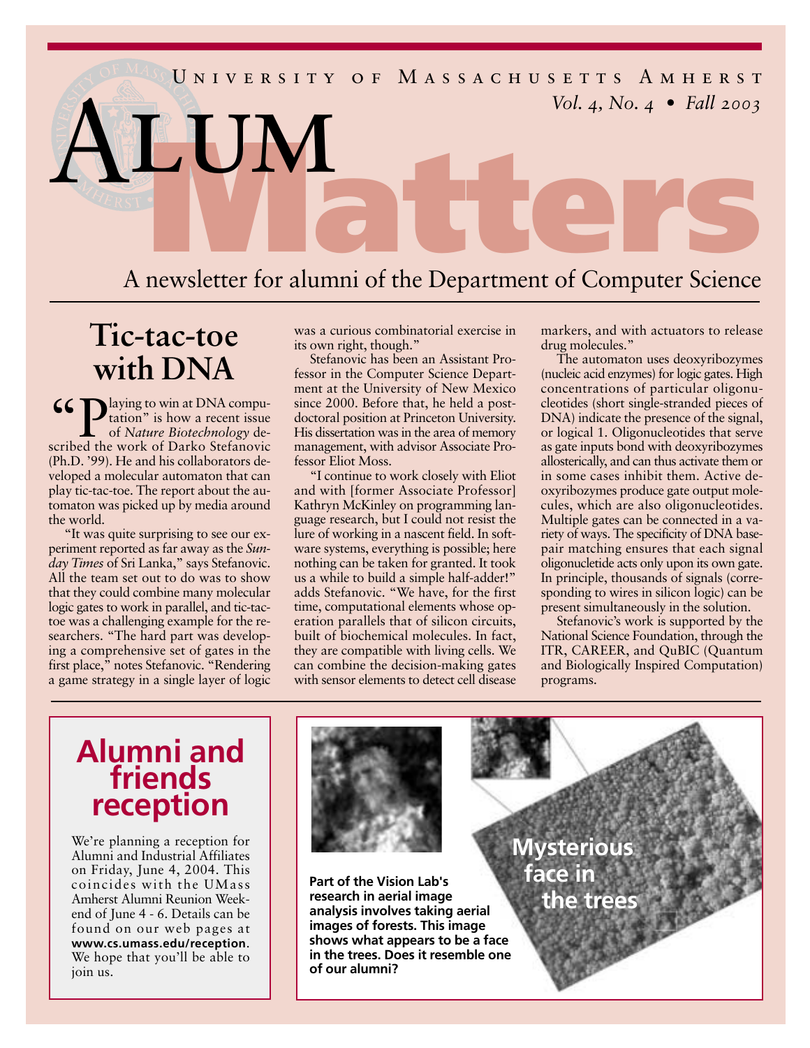# University of Massachusetts Amherst

# Alum Matters

*Vol. 4, No. 4 • Fall 2003*

A newsletter for alumni of the Department of Computer Science

## Tic-tac-toe with DNA

"Playing to win at DNA computation" is how a recent issue of *Nature Biotechnology* described the work of Darko Stefanovic (Ph.D. '99). He and his collaborators developed a molecular automaton that can play tic-tac-toe. The report about the automaton was picked up by media around the world.

"It was quite surprising to see our experiment reported as far away as the *Sunday Times* of Sri Lanka," says Stefanovic. All the team set out to do was to show that they could combine many molecular logic gates to work in parallel, and tic-tac-toe was a challenging example for the researchers. "The hard part was developing a comprehensive set of gates in the first place," notes Stefanovic. "Rendering a game strategy in a single layer of logic was a curious combinatorial exercise in its own right, though."

Stefanovic has been an Assistant Professor in the Computer Science Department at the University of New Mexico since 2000. Before that, he held a postdoctoral position at Princeton University. His dissertation was in the area of memory management, with advisor Associate Professor Eliot Moss.

"I continue to work closely with Eliot and with [former Associate Professor] Kathryn McKinley on programming language research, but I could not resist the lure of working in a nascent field. In software systems, everything is possible; here nothing can be taken for granted. It took us a while to build a simple half-adder!" adds Stefanovic. "We have, for the first time, computational elements whose operation parallels that of silicon circuits, built of biochemical molecules. In fact, they are compatible with living cells. We can combine the decision-making gates with sensor elements to detect cell disease markers, and with actuators to release drug molecules."

The automaton uses deoxyribozymes (nucleic acid enzymes) for logic gates. High concentrations of particular oligonucleotides (short single-stranded pieces of DNA) indicate the presence of the signal, or logical 1. Oligonucleotides that serve as gate inputs bond with deoxyribozymes allosterically, and can thus activate them or in some cases inhibit them. Active deoxyribozymes produce gate output molecules, which are also oligonucleotides. Multiple gates can be connected in a variety of ways. The specificity of DNA base-pair matching ensures that each signal oligonucletide acts only upon its own gate. In principle, thousands of signals (corresponding to wires in silicon logic) can be present simultaneously in the solution.

Stefanovic's work is supported by the National Science Foundation, through the ITR, CAREER, and QuBIC (Quantum and Biologically Inspired Computation) programs.

## Alumni and friends reception

We're planning a reception for Alumni and Industrial Affiliates on Friday, June 4, 2004. This coincides with the UMass Amherst Alumni Reunion Weekend of June 4 - 6. Details can be found on our web pages at **www.cs.umass.edu/reception**. We hope that you'll be able to join us.

## Mysterious face in the trees

**Part of the Vision Lab's research in aerial image analysis involves taking aerial images of forests. This image shows what appears to be a face in the trees. Does it resemble one of our alumni?**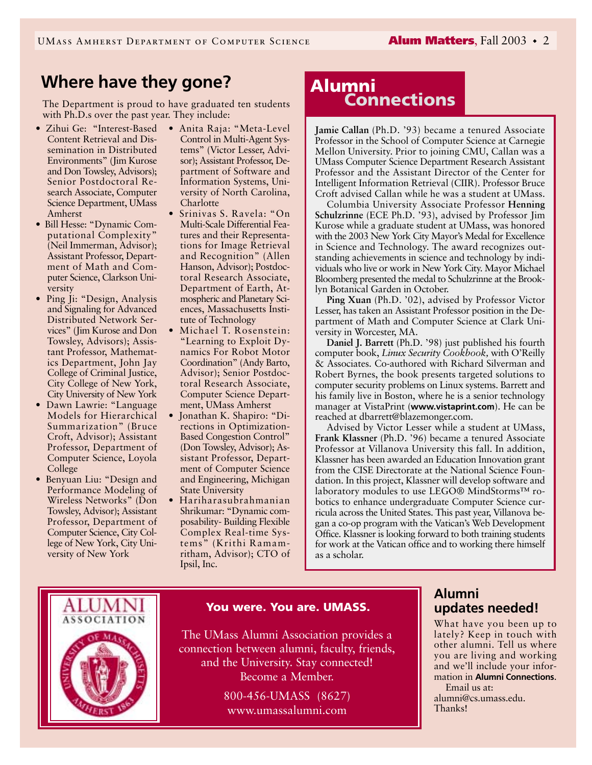## Where have they gone?

The Department is proud to have graduated ten students with Ph.D.s over the past year. They include:

- Zihui Ge: "Interest-Based Content Retrieval and Dissemination in Distributed Environments" (Jim Kurose and Don Towsley, Advisors); Senior Postdoctoral Research Associate, Computer Science Department, UMass Amherst
- Bill Hesse: "Dynamic Computational Complexity" (Neil Immerman, Advisor); Assistant Professor, Department of Math and Computer Science, Clarkson University
- Ping Ji: "Design, Analysis and Signaling for Advanced Distributed Network Services" (Jim Kurose and Don Towsley, Advisors); Assistant Professor, Mathematics Department, John Jay College of Criminal Justice, City College of New York, City University of New York
- Dawn Lawrie: "Language Models for Hierarchical Summarization" (Bruce Croft, Advisor); Assistant Professor, Department of Computer Science, Loyola College
- Benyuan Liu: "Design and Performance Modeling of Wireless Networks" (Don Towsley, Advisor); Assistant Professor, Department of Computer Science, City College of New York, City University of New York
- Anita Raja: "Meta-Level Control in Multi-Agent Systems" (Victor Lesser, Advisor); Assistant Professor, Department of Software and Information Systems, University of North Carolina, Charlotte
- Srinivas S. Ravela: "On Multi-Scale Differential Features and their Representations for Image Retrieval and Recognition" (Allen Hanson, Advisor); Postdoctoral Research Associate, Department of Earth, Atmospheric and Planetary Sciences, Massachusetts Institute of Technology
- Michael T. Rosenstein: "Learning to Exploit Dynamics For Robot Motor Coordination" (Andy Barto, Advisor); Senior Postdoctoral Research Associate, Computer Science Department, UMass Amherst
- Jonathan K. Shapiro: "Directions in Optimization-Based Congestion Control" (Don Towsley, Advisor); Assistant Professor, Department of Computer Science and Engineering, Michigan State University
- Hariharasubrahmanian Shrikumar: "Dynamic composability- Building Flexible Complex Real-time Systems" (Krithi Ramamritham, Advisor); CTO of Ipsil, Inc.

## Alumni Connections

**Jamie Callan** (Ph.D. '93) became a tenured Associate Professor in the School of Computer Science at Carnegie Mellon University. Prior to joining CMU, Callan was a UMass Computer Science Department Research Assistant Professor and the Assistant Director of the Center for Intelligent Information Retrieval (CIIR). Professor Bruce Croft advised Callan while he was a student at UMass.

Columbia University Associate Professor **Henning Schulzrinne** (ECE Ph.D. '93), advised by Professor Jim Kurose while a graduate student at UMass, was honored with the 2003 New York City Mayor's Medal for Excellence in Science and Technology. The award recognizes outstanding achievements in science and technology by individuals who live or work in New York City. Mayor Michael Bloomberg presented the medal to Schulzrinne at the Brooklyn Botanical Garden in October.

**Ping Xuan** (Ph.D. '02), advised by Professor Victor Lesser, has taken an Assistant Professor position in the Department of Math and Computer Science at Clark University in Worcester, MA.

**Daniel J. Barrett** (Ph.D. '98) just published his fourth computer book, *Linux Security Cookbook,* with O'Reilly & Associates. Co-authored with Richard Silverman and Robert Byrnes, the book presents targeted solutions to computer security problems on Linux systems. Barrett and his family live in Boston, where he is a senior technology manager at VistaPrint (**www.vistaprint.com**). He can be reached at dbarrett@blazemonger.com.

Advised by Victor Lesser while a student at UMass, **Frank Klassner** (Ph.D. '96) became a tenured Associate Professor at Villanova University this fall. In addition, Klassner has been awarded an Education Innovation grant from the CISE Directorate at the National Science Foundation. In this project, Klassner will develop software and laboratory modules to use LEGO® MindStorms™ robotics to enhance undergraduate Computer Science curricula across the United States. This past year, Villanova began a co-op program with the Vatican's Web Development Office. Klassner is looking forward to both training students for work at the Vatican office and to working there himself as a scholar.

**ALUMNI ASSOCIATION**

**You were. You are. UMASS.**

The UMass Alumni Association provides a connection between alumni, faculty, friends, and the University. Stay connected! Become a Member.

800-456-UMASS (8627)
www.umassalumni.com

### Alumni updates needed!

What have you been up to lately? Keep in touch with other alumni. Tell us where you are living and working and we'll include your information in **Alumni Connections**.

Email us at: alumni@cs.umass.edu. Thanks!